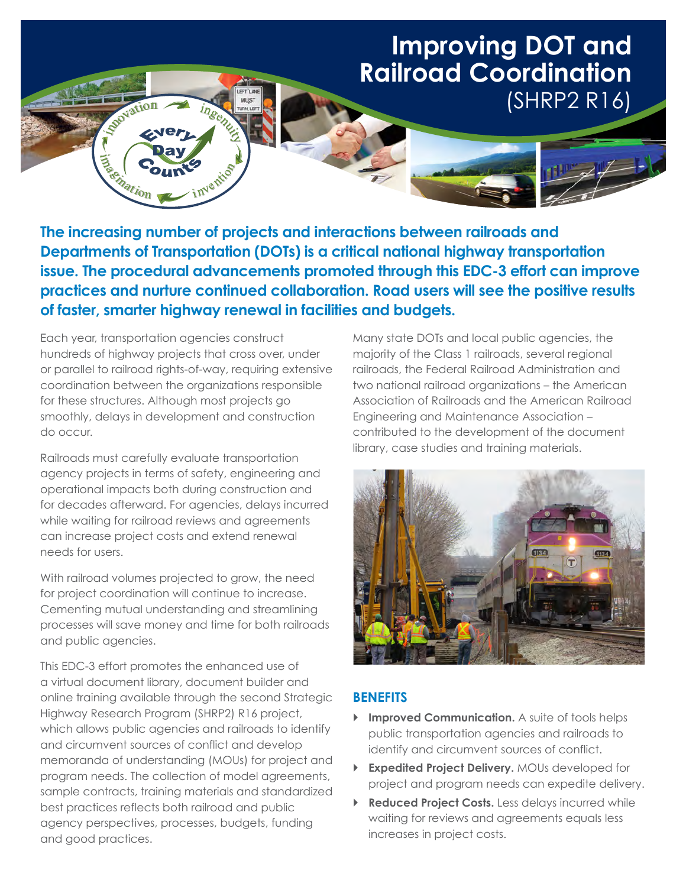# Improving DOT and Railroad Coordination (SHRP2 R16)

**The increasing number of projects and interactions between railroads and Departments of Transportation (DOTs) is a critical national highway transportation issue. The procedural advancements promoted through this EDC-3 effort can improve practices and nurture continued collaboration. Road users will see the positive results of faster, smarter highway renewal in facilities and budgets.**

Each year, transportation agencies construct hundreds of highway projects that cross over, under or parallel to railroad rights-of-way, requiring extensive coordination between the organizations responsible for these structures. Although most projects go smoothly, delays in development and construction do occur.

Railroads must carefully evaluate transportation agency projects in terms of safety, engineering and operational impacts both during construction and for decades afterward. For agencies, delays incurred while waiting for railroad reviews and agreements can increase project costs and extend renewal needs for users.

With railroad volumes projected to grow, the need for project coordination will continue to increase. Cementing mutual understanding and streamlining processes will save money and time for both railroads and public agencies.

This EDC-3 effort promotes the enhanced use of a virtual document library, document builder and online training available through the second Strategic Highway Research Program (SHRP2) R16 project, which allows public agencies and railroads to identify and circumvent sources of conflict and develop memoranda of understanding (MOUs) for project and program needs. The collection of model agreements, sample contracts, training materials and standardized best practices reflects both railroad and public agency perspectives, processes, budgets, funding and good practices.

Many state DOTs and local public agencies, the majority of the Class 1 railroads, several regional railroads, the Federal Railroad Administration and two national railroad organizations – the American Association of Railroads and the American Railroad Engineering and Maintenance Association – contributed to the development of the document library, case studies and training materials.

## BENEFITS

- **Improved Communication.** A suite of tools helps public transportation agencies and railroads to identify and circumvent sources of conflict.
- **Expedited Project Delivery.** MOUs developed for project and program needs can expedite delivery.
- **Reduced Project Costs.** Less delays incurred while waiting for reviews and agreements equals less increases in project costs.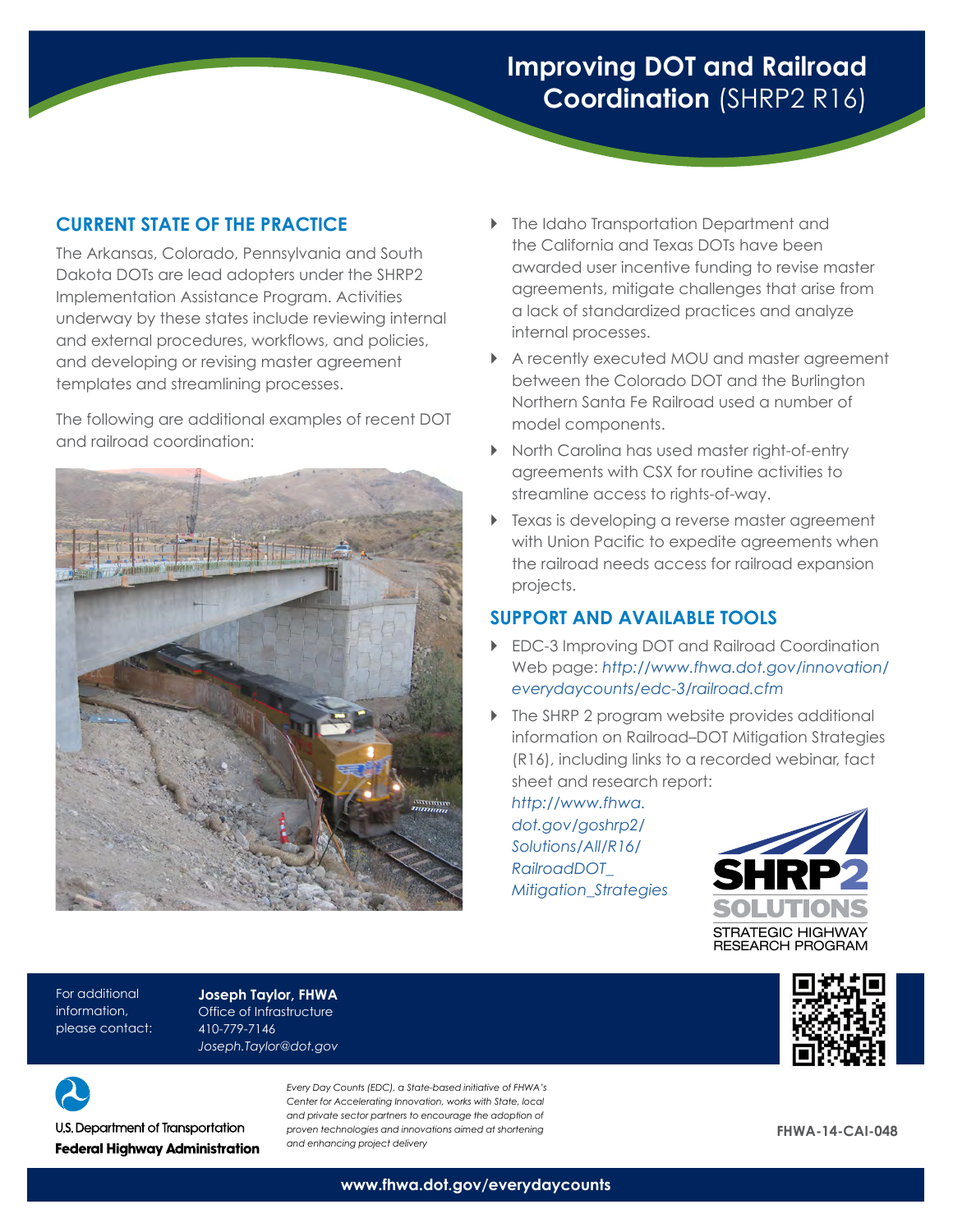# Improving DOT and Railroad Coordination (SHRP2 R16)

## CURRENT STATE OF THE PRACTICE

The Arkansas, Colorado, Pennsylvania and South Dakota DOTs are lead adopters under the SHRP2 Implementation Assistance Program. Activities underway by these states include reviewing internal and external procedures, workflows, and policies, and developing or revising master agreement templates and streamlining processes.

The following are additional examples of recent DOT and railroad coordination:

- The Idaho Transportation Department and the California and Texas DOTs have been awarded user incentive funding to revise master agreements, mitigate challenges that arise from a lack of standardized practices and analyze internal processes.
- A recently executed MOU and master agreement between the Colorado DOT and the Burlington Northern Santa Fe Railroad used a number of model components.
- North Carolina has used master right-of-entry agreements with CSX for routine activities to streamline access to rights-of-way.
- Texas is developing a reverse master agreement with Union Pacific to expedite agreements when the railroad needs access for railroad expansion projects.

## SUPPORT AND AVAILABLE TOOLS

- EDC-3 Improving DOT and Railroad Coordination Web page: *http://www.fhwa.dot.gov/innovation/everydaycounts/edc-3/railroad.cfm*
- The SHRP 2 program website provides additional information on Railroad–DOT Mitigation Strategies (R16), including links to a recorded webinar, fact sheet and research report: *http://www.fhwa.dot.gov/goshrp2/Solutions/All/R16/RailroadDOT_Mitigation_Strategies*

SHRP2 SOLUTIONS
STRATEGIC HIGHWAY RESEARCH PROGRAM

For additional information, please contact:

**Joseph Taylor, FHWA**
Office of Infrastructure
410-779-7146
*Joseph.Taylor@dot.gov*

U.S. Department of Transportation
**Federal Highway Administration**

*Every Day Counts (EDC), a State-based initiative of FHWA's Center for Accelerating Innovation, works with State, local and private sector partners to encourage the adoption of proven technologies and innovations aimed at shortening and enhancing project delivery*

**FHWA-14-CAI-048**

**www.fhwa.dot.gov/everydaycounts**